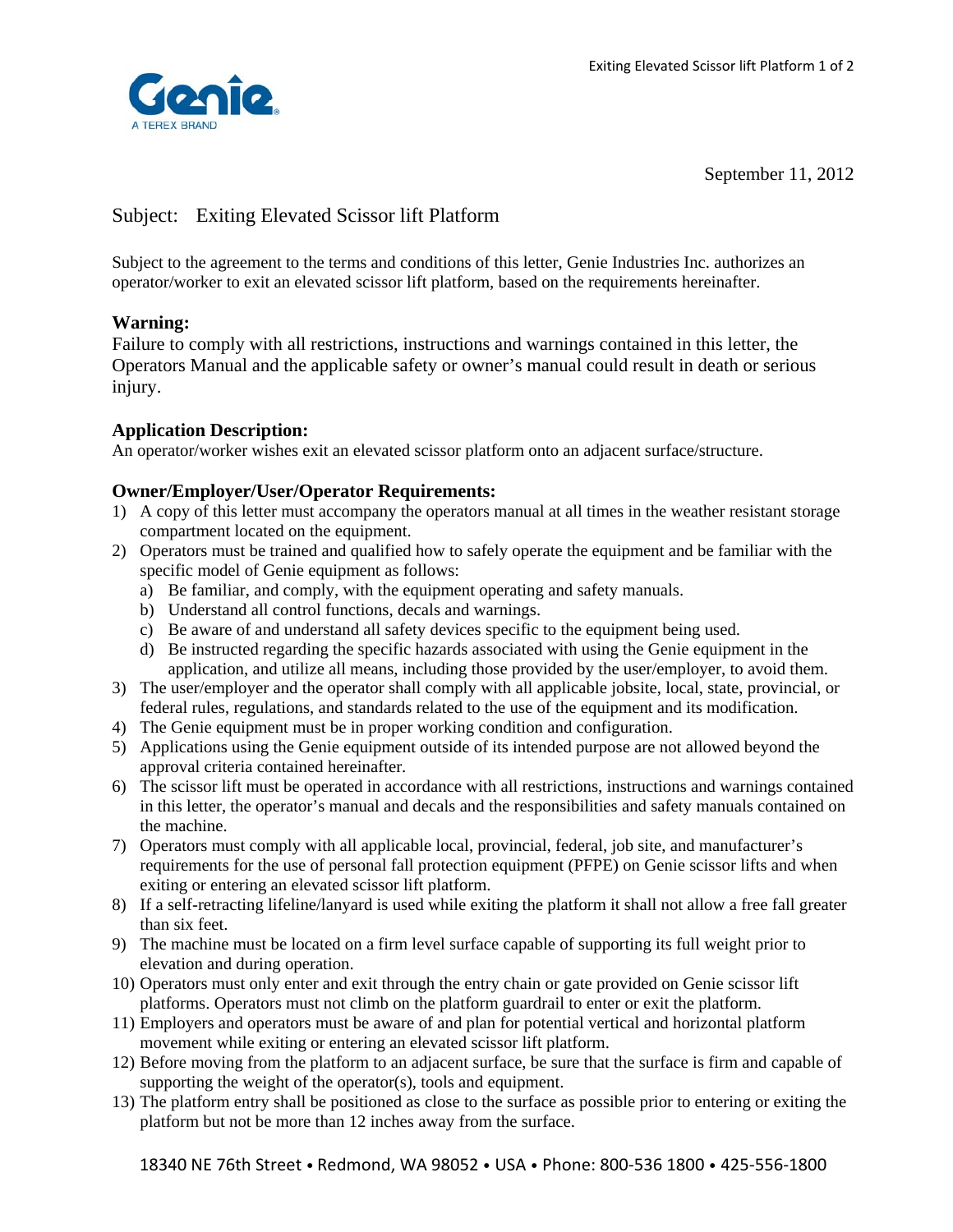Genie

A TEREX BRAND

September 11, 2012

Subject: Exiting Elevated Scissor lift Platform

Subject to the agreement to the terms and conditions of this letter, Genie Industries Inc. authorizes an operator/worker to exit an elevated scissor lift platform, based on the requirements hereinafter.

**Warning:**

Failure to comply with all restrictions, instructions and warnings contained in this letter, the Operators Manual and the applicable safety or owner's manual could result in death or serious injury.

**Application Description:**

An operator/worker wishes exit an elevated scissor platform onto an adjacent surface/structure.

**Owner/Employer/User/Operator Requirements:**

1) A copy of this letter must accompany the operators manual at all times in the weather resistant storage compartment located on the equipment.
2) Operators must be trained and qualified how to safely operate the equipment and be familiar with the specific model of Genie equipment as follows:
   a) Be familiar, and comply, with the equipment operating and safety manuals.
   b) Understand all control functions, decals and warnings.
   c) Be aware of and understand all safety devices specific to the equipment being used.
   d) Be instructed regarding the specific hazards associated with using the Genie equipment in the application, and utilize all means, including those provided by the user/employer, to avoid them.
3) The user/employer and the operator shall comply with all applicable jobsite, local, state, provincial, or federal rules, regulations, and standards related to the use of the equipment and its modification.
4) The Genie equipment must be in proper working condition and configuration.
5) Applications using the Genie equipment outside of its intended purpose are not allowed beyond the approval criteria contained hereinafter.
6) The scissor lift must be operated in accordance with all restrictions, instructions and warnings contained in this letter, the operator's manual and decals and the responsibilities and safety manuals contained on the machine.
7) Operators must comply with all applicable local, provincial, federal, job site, and manufacturer's requirements for the use of personal fall protection equipment (PFPE) on Genie scissor lifts and when exiting or entering an elevated scissor lift platform.
8) If a self-retracting lifeline/lanyard is used while exiting the platform it shall not allow a free fall greater than six feet.
9) The machine must be located on a firm level surface capable of supporting its full weight prior to elevation and during operation.
10) Operators must only enter and exit through the entry chain or gate provided on Genie scissor lift platforms. Operators must not climb on the platform guardrail to enter or exit the platform.
11) Employers and operators must be aware of and plan for potential vertical and horizontal platform movement while exiting or entering an elevated scissor lift platform.
12) Before moving from the platform to an adjacent surface, be sure that the surface is firm and capable of supporting the weight of the operator(s), tools and equipment.
13) The platform entry shall be positioned as close to the surface as possible prior to entering or exiting the platform but not be more than 12 inches away from the surface.

18340 NE 76th Street • Redmond, WA 98052 • USA • Phone: 800-536 1800 • 425-556-1800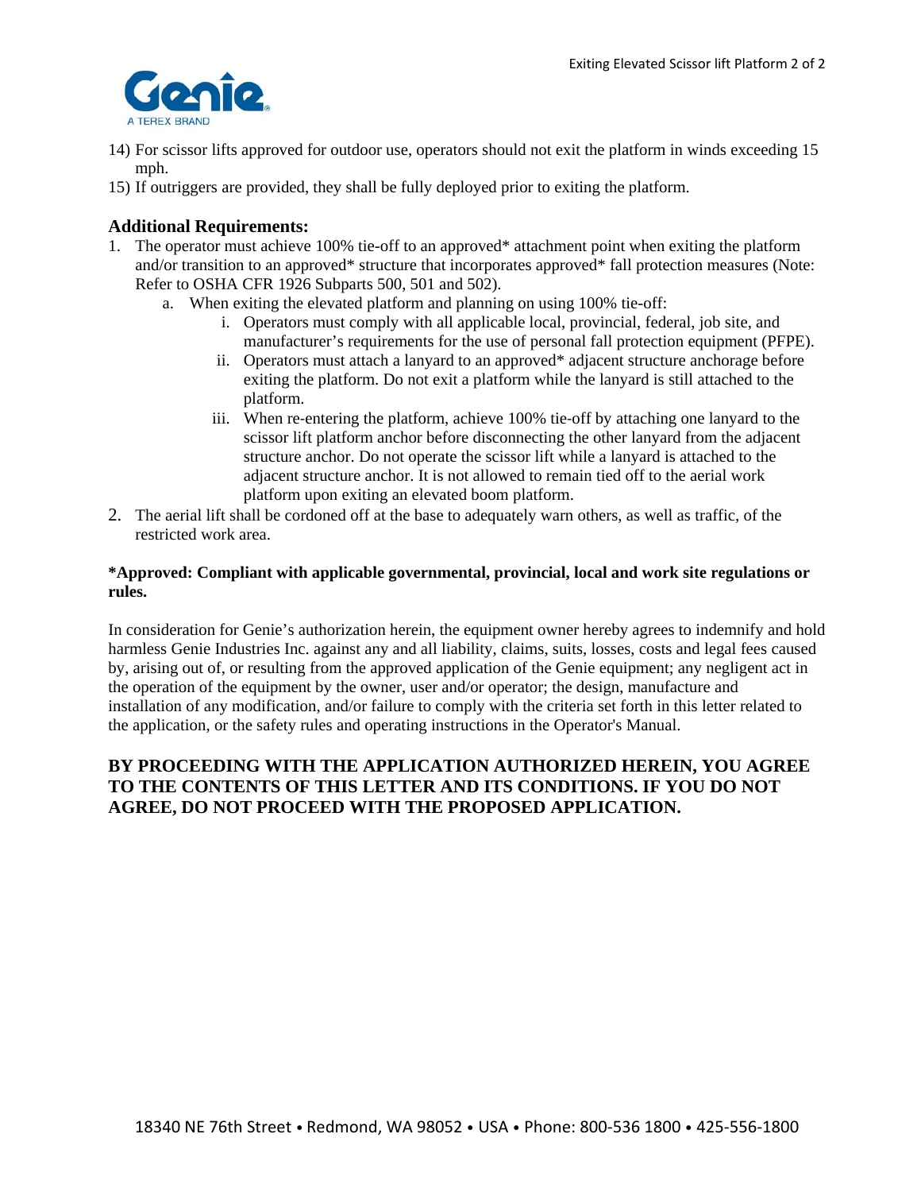14) For scissor lifts approved for outdoor use, operators should not exit the platform in winds exceeding 15 mph.
15) If outriggers are provided, they shall be fully deployed prior to exiting the platform.

### Additional Requirements:

1. The operator must achieve 100% tie-off to an approved* attachment point when exiting the platform and/or transition to an approved* structure that incorporates approved* fall protection measures (Note: Refer to OSHA CFR 1926 Subparts 500, 501 and 502).
   a. When exiting the elevated platform and planning on using 100% tie-off:
      i. Operators must comply with all applicable local, provincial, federal, job site, and manufacturer's requirements for the use of personal fall protection equipment (PFPE).
      ii. Operators must attach a lanyard to an approved* adjacent structure anchorage before exiting the platform. Do not exit a platform while the lanyard is still attached to the platform.
      iii. When re-entering the platform, achieve 100% tie-off by attaching one lanyard to the scissor lift platform anchor before disconnecting the other lanyard from the adjacent structure anchor. Do not operate the scissor lift while a lanyard is attached to the adjacent structure anchor. It is not allowed to remain tied off to the aerial work platform upon exiting an elevated boom platform.
2. The aerial lift shall be cordoned off at the base to adequately warn others, as well as traffic, of the restricted work area.

**\*Approved: Compliant with applicable governmental, provincial, local and work site regulations or rules.**

In consideration for Genie's authorization herein, the equipment owner hereby agrees to indemnify and hold harmless Genie Industries Inc. against any and all liability, claims, suits, losses, costs and legal fees caused by, arising out of, or resulting from the approved application of the Genie equipment; any negligent act in the operation of the equipment by the owner, user and/or operator; the design, manufacture and installation of any modification, and/or failure to comply with the criteria set forth in this letter related to the application, or the safety rules and operating instructions in the Operator's Manual.

**BY PROCEEDING WITH THE APPLICATION AUTHORIZED HEREIN, YOU AGREE TO THE CONTENTS OF THIS LETTER AND ITS CONDITIONS. IF YOU DO NOT AGREE, DO NOT PROCEED WITH THE PROPOSED APPLICATION.**